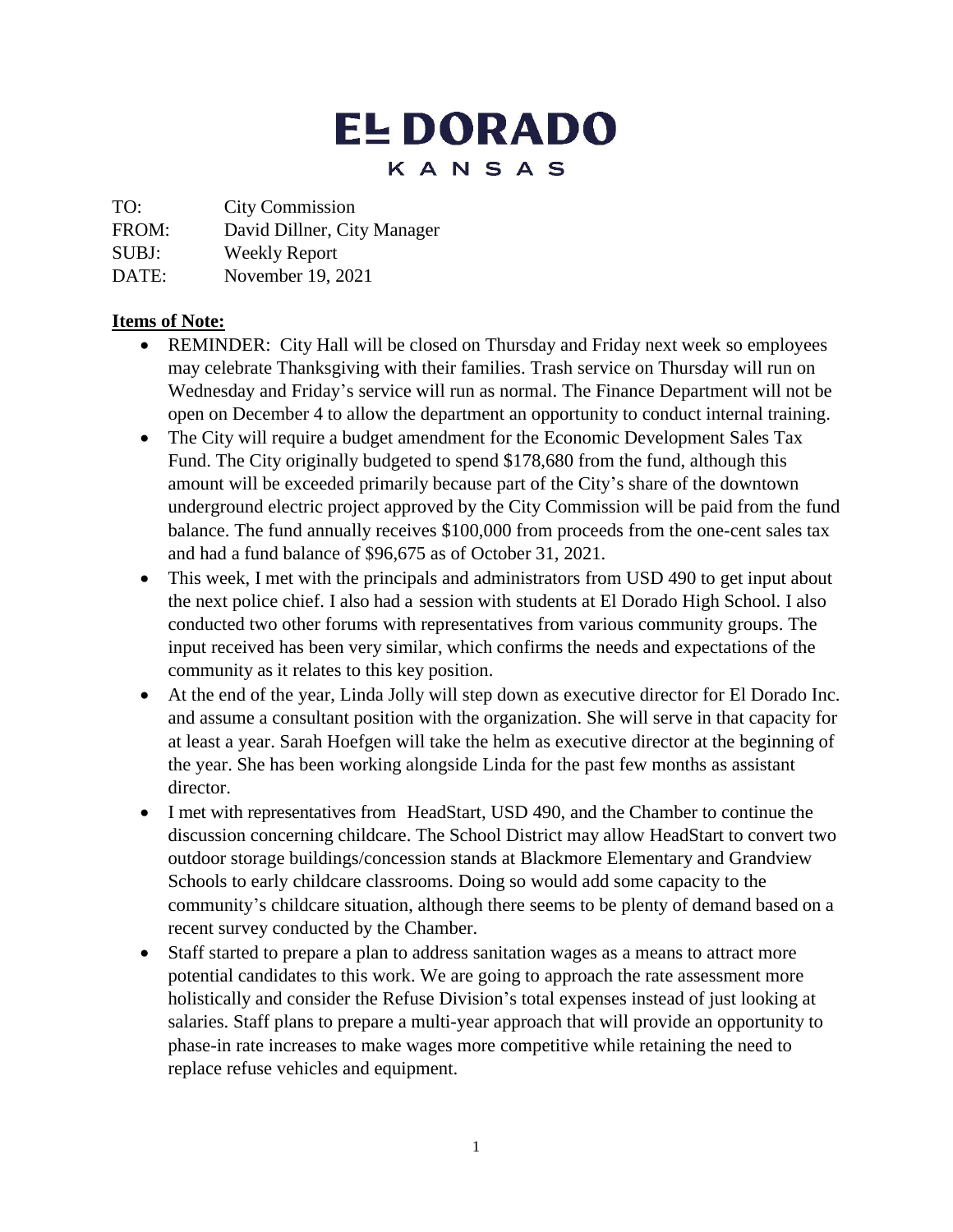# EL DORADO
## KANSAS

TO: City Commission
FROM: David Dillner, City Manager
SUBJ: Weekly Report
DATE: November 19, 2021

**Items of Note:**

- REMINDER: City Hall will be closed on Thursday and Friday next week so employees may celebrate Thanksgiving with their families. Trash service on Thursday will run on Wednesday and Friday's service will run as normal. The Finance Department will not be open on December 4 to allow the department an opportunity to conduct internal training.
- The City will require a budget amendment for the Economic Development Sales Tax Fund. The City originally budgeted to spend $178,680 from the fund, although this amount will be exceeded primarily because part of the City's share of the downtown underground electric project approved by the City Commission will be paid from the fund balance. The fund annually receives $100,000 from proceeds from the one-cent sales tax and had a fund balance of $96,675 as of October 31, 2021.
- This week, I met with the principals and administrators from USD 490 to get input about the next police chief. I also had a session with students at El Dorado High School. I also conducted two other forums with representatives from various community groups. The input received has been very similar, which confirms the needs and expectations of the community as it relates to this key position.
- At the end of the year, Linda Jolly will step down as executive director for El Dorado Inc. and assume a consultant position with the organization. She will serve in that capacity for at least a year. Sarah Hoefgen will take the helm as executive director at the beginning of the year. She has been working alongside Linda for the past few months as assistant director.
- I met with representatives from HeadStart, USD 490, and the Chamber to continue the discussion concerning childcare. The School District may allow HeadStart to convert two outdoor storage buildings/concession stands at Blackmore Elementary and Grandview Schools to early childcare classrooms. Doing so would add some capacity to the community's childcare situation, although there seems to be plenty of demand based on a recent survey conducted by the Chamber.
- Staff started to prepare a plan to address sanitation wages as a means to attract more potential candidates to this work. We are going to approach the rate assessment more holistically and consider the Refuse Division's total expenses instead of just looking at salaries. Staff plans to prepare a multi-year approach that will provide an opportunity to phase-in rate increases to make wages more competitive while retaining the need to replace refuse vehicles and equipment.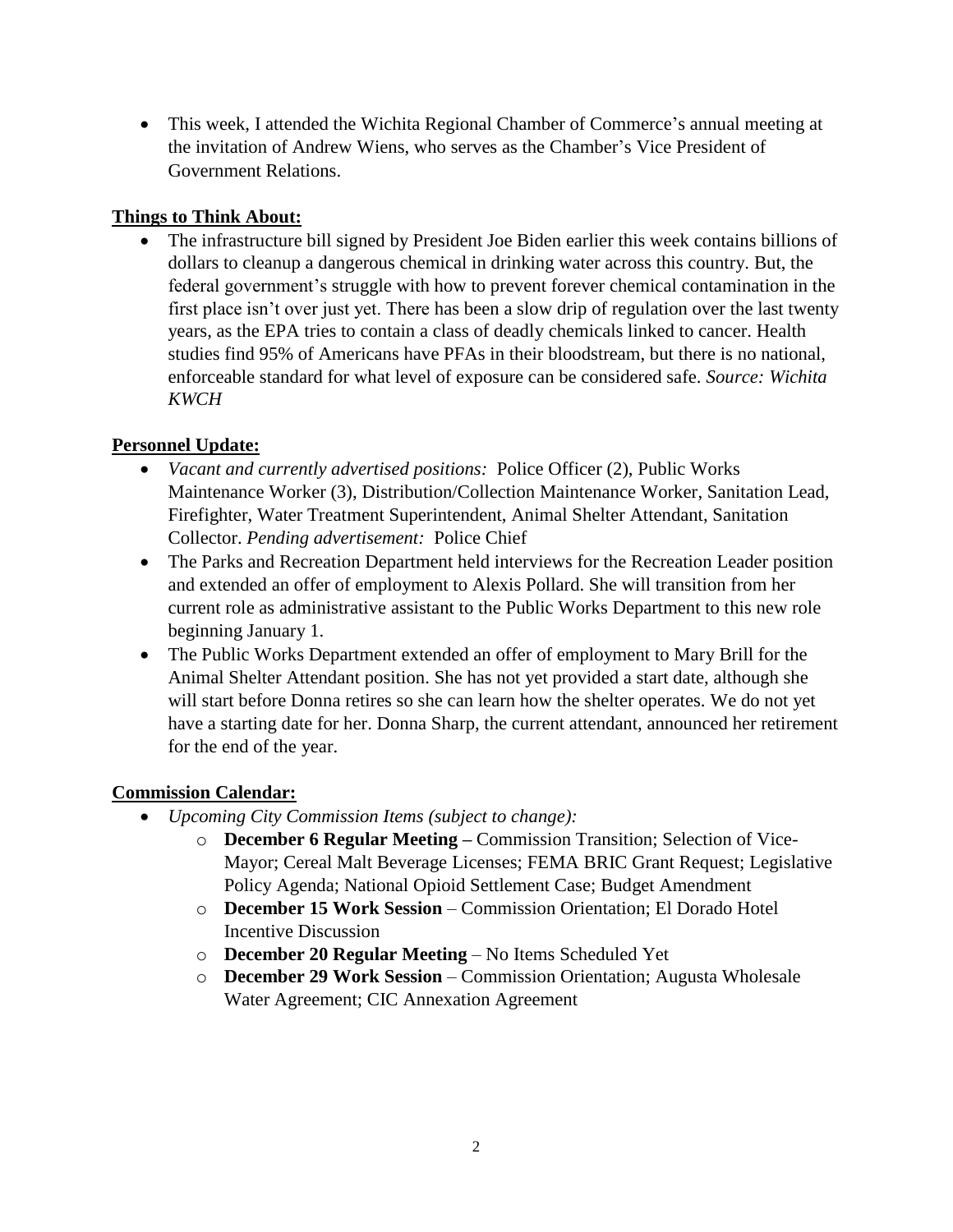- This week, I attended the Wichita Regional Chamber of Commerce's annual meeting at the invitation of Andrew Wiens, who serves as the Chamber's Vice President of Government Relations.

**Things to Think About:**

- The infrastructure bill signed by President Joe Biden earlier this week contains billions of dollars to cleanup a dangerous chemical in drinking water across this country. But, the federal government's struggle with how to prevent forever chemical contamination in the first place isn't over just yet. There has been a slow drip of regulation over the last twenty years, as the EPA tries to contain a class of deadly chemicals linked to cancer. Health studies find 95% of Americans have PFAs in their bloodstream, but there is no national, enforceable standard for what level of exposure can be considered safe. *Source: Wichita KWCH*

**Personnel Update:**

- *Vacant and currently advertised positions:* Police Officer (2), Public Works Maintenance Worker (3), Distribution/Collection Maintenance Worker, Sanitation Lead, Firefighter, Water Treatment Superintendent, Animal Shelter Attendant, Sanitation Collector. *Pending advertisement:* Police Chief
- The Parks and Recreation Department held interviews for the Recreation Leader position and extended an offer of employment to Alexis Pollard. She will transition from her current role as administrative assistant to the Public Works Department to this new role beginning January 1.
- The Public Works Department extended an offer of employment to Mary Brill for the Animal Shelter Attendant position. She has not yet provided a start date, although she will start before Donna retires so she can learn how the shelter operates. We do not yet have a starting date for her. Donna Sharp, the current attendant, announced her retirement for the end of the year.

**Commission Calendar:**

- *Upcoming City Commission Items (subject to change):*
    - **December 6 Regular Meeting –** Commission Transition; Selection of Vice-Mayor; Cereal Malt Beverage Licenses; FEMA BRIC Grant Request; Legislative Policy Agenda; National Opioid Settlement Case; Budget Amendment
    - **December 15 Work Session** – Commission Orientation; El Dorado Hotel Incentive Discussion
    - **December 20 Regular Meeting** – No Items Scheduled Yet
    - **December 29 Work Session** – Commission Orientation; Augusta Wholesale Water Agreement; CIC Annexation Agreement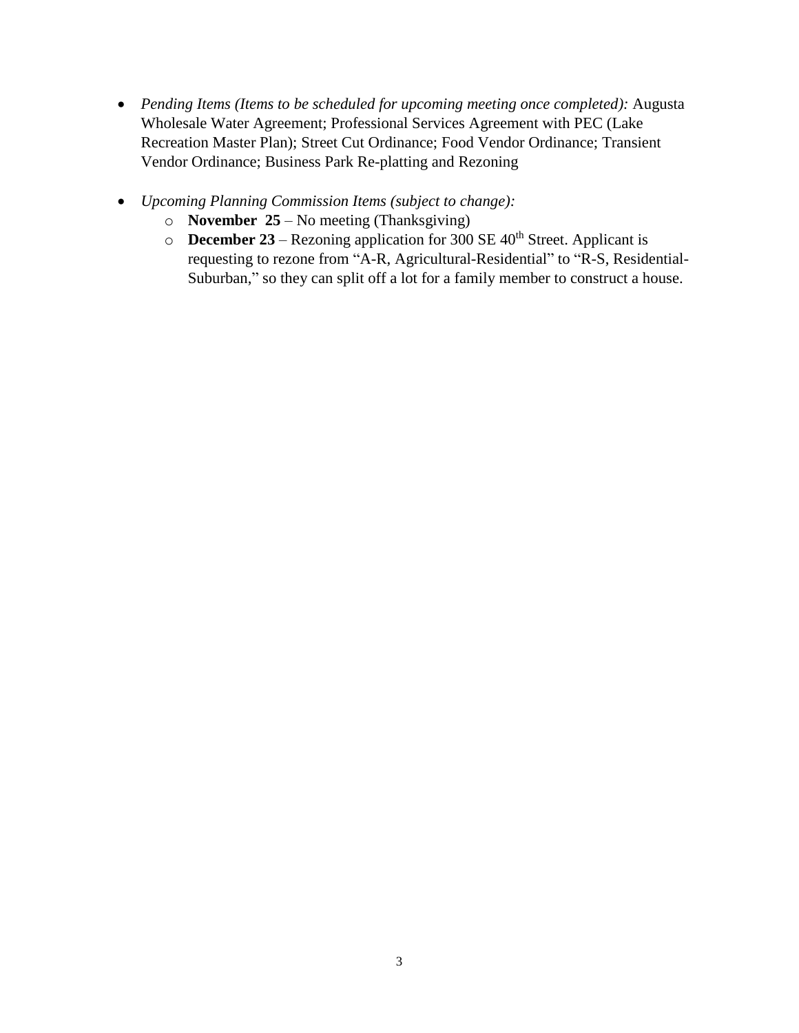- *Pending Items (Items to be scheduled for upcoming meeting once completed):* Augusta Wholesale Water Agreement; Professional Services Agreement with PEC (Lake Recreation Master Plan); Street Cut Ordinance; Food Vendor Ordinance; Transient Vendor Ordinance; Business Park Re-platting and Rezoning

- *Upcoming Planning Commission Items (subject to change):*
  - **November 25** – No meeting (Thanksgiving)
  - **December 23** – Rezoning application for 300 SE 40th Street. Applicant is requesting to rezone from "A-R, Agricultural-Residential" to "R-S, Residential-Suburban," so they can split off a lot for a family member to construct a house.